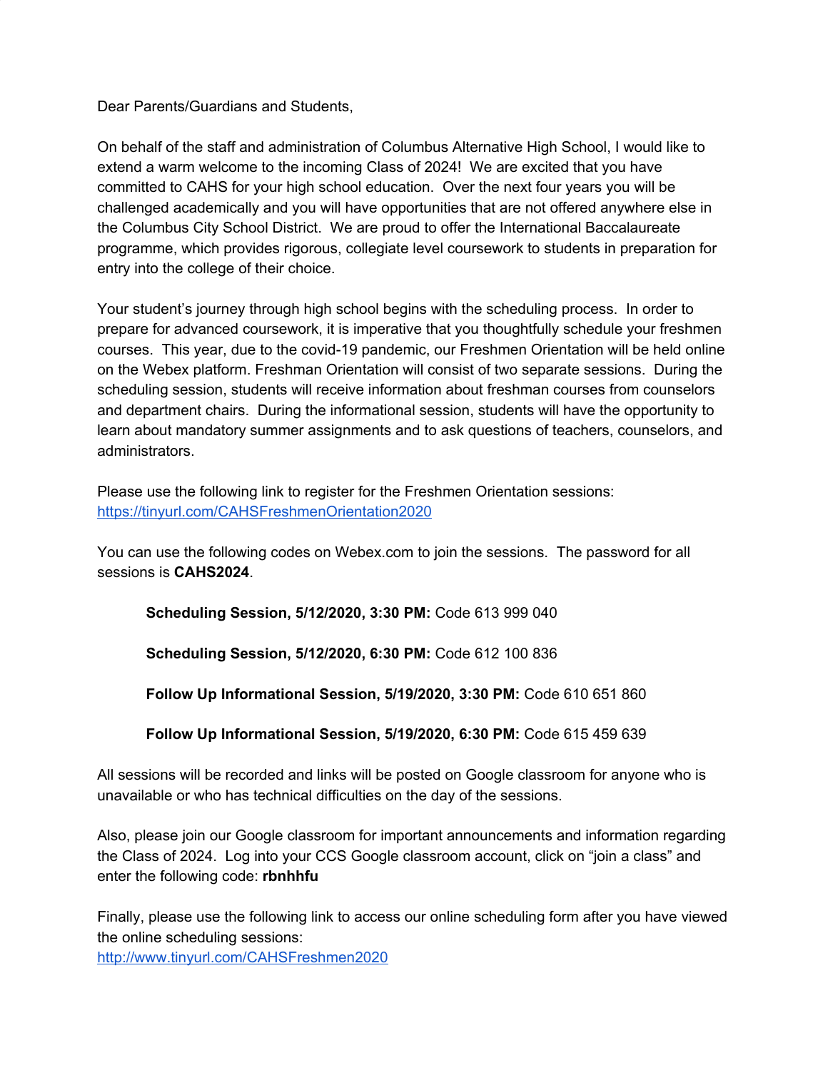Dear Parents/Guardians and Students,

On behalf of the staff and administration of Columbus Alternative High School, I would like to extend a warm welcome to the incoming Class of 2024! We are excited that you have committed to CAHS for your high school education. Over the next four years you will be challenged academically and you will have opportunities that are not offered anywhere else in the Columbus City School District. We are proud to offer the International Baccalaureate programme, which provides rigorous, collegiate level coursework to students in preparation for entry into the college of their choice.

Your student's journey through high school begins with the scheduling process. In order to prepare for advanced coursework, it is imperative that you thoughtfully schedule your freshmen courses. This year, due to the covid-19 pandemic, our Freshmen Orientation will be held online on the Webex platform. Freshman Orientation will consist of two separate sessions. During the scheduling session, students will receive information about freshman courses from counselors and department chairs. During the informational session, students will have the opportunity to learn about mandatory summer assignments and to ask questions of teachers, counselors, and administrators.

Please use the following link to register for the Freshmen Orientation sessions:
[https://tinyurl.com/CAHSFreshmenOrientation2020](https://tinyurl.com/CAHSFreshmenOrientation2020)

You can use the following codes on Webex.com to join the sessions. The password for all sessions is **CAHS2024**.

> **Scheduling Session, 5/12/2020, 3:30 PM:** Code 613 999 040
>
> **Scheduling Session, 5/12/2020, 6:30 PM:** Code 612 100 836
>
> **Follow Up Informational Session, 5/19/2020, 3:30 PM:** Code 610 651 860
>
> **Follow Up Informational Session, 5/19/2020, 6:30 PM:** Code 615 459 639

All sessions will be recorded and links will be posted on Google classroom for anyone who is unavailable or who has technical difficulties on the day of the sessions.

Also, please join our Google classroom for important announcements and information regarding the Class of 2024. Log into your CCS Google classroom account, click on "join a class" and enter the following code: **rbnhhfu**

Finally, please use the following link to access our online scheduling form after you have viewed the online scheduling sessions:
[http://www.tinyurl.com/CAHSFreshmen2020](http://www.tinyurl.com/CAHSFreshmen2020)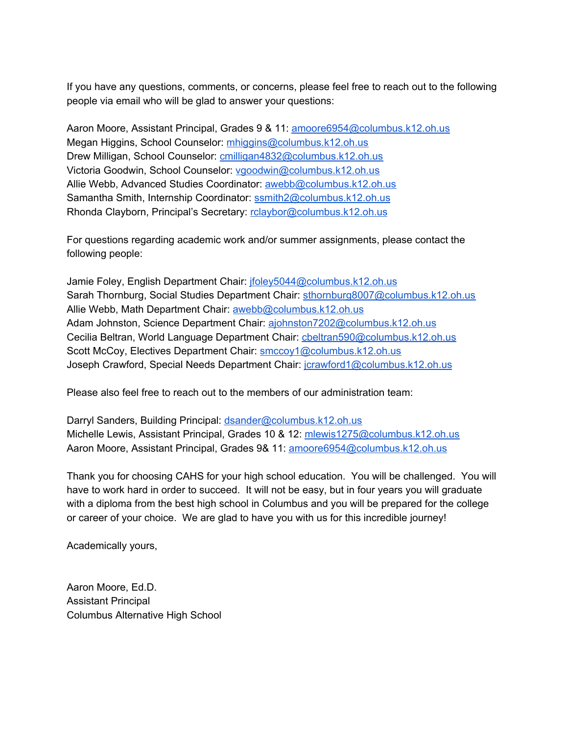If you have any questions, comments, or concerns, please feel free to reach out to the following people via email who will be glad to answer your questions:

Aaron Moore, Assistant Principal, Grades 9 & 11: amoore6954@columbus.k12.oh.us
Megan Higgins, School Counselor: mhiggins@columbus.k12.oh.us
Drew Milligan, School Counselor: cmilligan4832@columbus.k12.oh.us
Victoria Goodwin, School Counselor: vgoodwin@columbus.k12.oh.us
Allie Webb, Advanced Studies Coordinator: awebb@columbus.k12.oh.us
Samantha Smith, Internship Coordinator: ssmith2@columbus.k12.oh.us
Rhonda Clayborn, Principal's Secretary: rclaybor@columbus.k12.oh.us

For questions regarding academic work and/or summer assignments, please contact the following people:

Jamie Foley, English Department Chair: jfoley5044@columbus.k12.oh.us
Sarah Thornburg, Social Studies Department Chair: sthornburg8007@columbus.k12.oh.us
Allie Webb, Math Department Chair: awebb@columbus.k12.oh.us
Adam Johnston, Science Department Chair: ajohnston7202@columbus.k12.oh.us
Cecilia Beltran, World Language Department Chair: cbeltran590@columbus.k12.oh.us
Scott McCoy, Electives Department Chair: smccoy1@columbus.k12.oh.us
Joseph Crawford, Special Needs Department Chair: jcrawford1@columbus.k12.oh.us

Please also feel free to reach out to the members of our administration team:

Darryl Sanders, Building Principal: dsander@columbus.k12.oh.us
Michelle Lewis, Assistant Principal, Grades 10 & 12: mlewis1275@columbus.k12.oh.us
Aaron Moore, Assistant Principal, Grades 9& 11: amoore6954@columbus.k12.oh.us

Thank you for choosing CAHS for your high school education. You will be challenged. You will have to work hard in order to succeed. It will not be easy, but in four years you will graduate with a diploma from the best high school in Columbus and you will be prepared for the college or career of your choice. We are glad to have you with us for this incredible journey!

Academically yours,

Aaron Moore, Ed.D.
Assistant Principal
Columbus Alternative High School